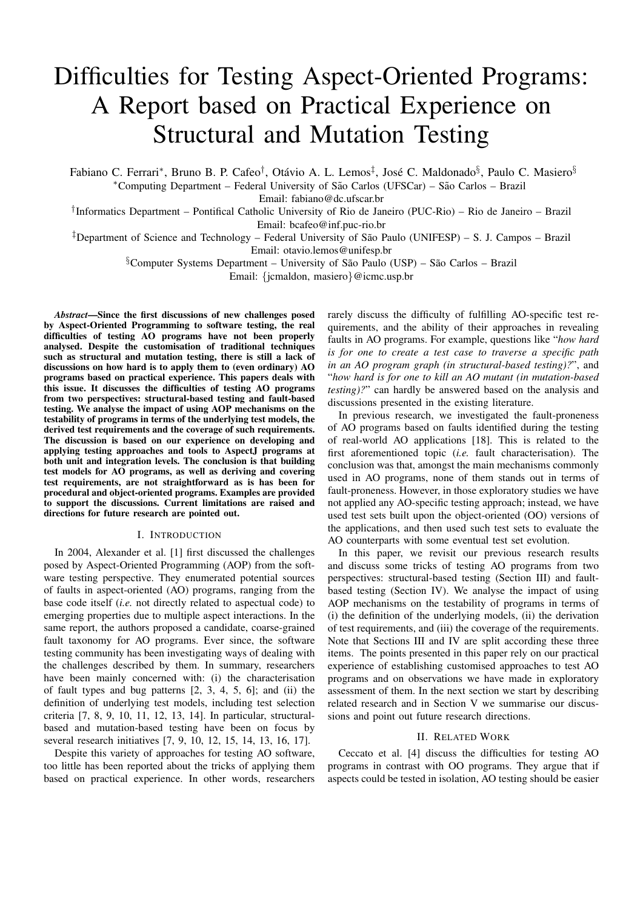# Difficulties for Testing Aspect-Oriented Programs: A Report based on Practical Experience on Structural and Mutation Testing

Fabiano C. Ferrari*, Bruno B. P. Cafeo†, Otávio A. L. Lemos‡, José C. Maldonado§, Paulo C. Masiero§

*Computing Department – Federal University of São Carlos (UFSCar) – São Carlos – Brazil
Email: fabiano@dc.ufscar.br

†Informatics Department – Pontifical Catholic University of Rio de Janeiro (PUC-Rio) – Rio de Janeiro – Brazil
Email: bcafeo@inf.puc-rio.br

‡Department of Science and Technology – Federal University of São Paulo (UNIFESP) – S. J. Campos – Brazil
Email: otavio.lemos@unifesp.br

§Computer Systems Department – University of São Paulo (USP) – São Carlos – Brazil
Email: {jcmaldon, masiero}@icmc.usp.br

***Abstract*—Since the first discussions of new challenges posed by Aspect-Oriented Programming to software testing, the real difficulties of testing AO programs have not been properly analysed. Despite the customisation of traditional techniques such as structural and mutation testing, there is still a lack of discussions on how hard is to apply them to (even ordinary) AO programs based on practical experience. This papers deals with this issue. It discusses the difficulties of testing AO programs from two perspectives: structural-based testing and fault-based testing. We analyse the impact of using AOP mechanisms on the testability of programs in terms of the underlying test models, the derived test requirements and the coverage of such requirements. The discussion is based on our experience on developing and applying testing approaches and tools to AspectJ programs at both unit and integration levels. The conclusion is that building test models for AO programs, as well as deriving and covering test requirements, are not straightforward as is has been for procedural and object-oriented programs. Examples are provided to support the discussions. Current limitations are raised and directions for future research are pointed out.**

## I. Introduction

In 2004, Alexander et al. [1] first discussed the challenges posed by Aspect-Oriented Programming (AOP) from the software testing perspective. They enumerated potential sources of faults in aspect-oriented (AO) programs, ranging from the base code itself (*i.e.* not directly related to aspectual code) to emerging properties due to multiple aspect interactions. In the same report, the authors proposed a candidate, coarse-grained fault taxonomy for AO programs. Ever since, the software testing community has been investigating ways of dealing with the challenges described by them. In summary, researchers have been mainly concerned with: (i) the characterisation of fault types and bug patterns [2, 3, 4, 5, 6]; and (ii) the definition of underlying test models, including test selection criteria [7, 8, 9, 10, 11, 12, 13, 14]. In particular, structural-based and mutation-based testing have been on focus by several research initiatives [7, 9, 10, 12, 15, 14, 13, 16, 17].

Despite this variety of approaches for testing AO software, too little has been reported about the tricks of applying them based on practical experience. In other words, researchers rarely discuss the difficulty of fulfilling AO-specific test requirements, and the ability of their approaches in revealing faults in AO programs. For example, questions like "*how hard is for one to create a test case to traverse a specific path in an AO program graph (in structural-based testing)?*", and "*how hard is for one to kill an AO mutant (in mutation-based testing)?*" can hardly be answered based on the analysis and discussions presented in the existing literature.

In previous research, we investigated the fault-proneness of AO programs based on faults identified during the testing of real-world AO applications [18]. This is related to the first aforementioned topic (*i.e.* fault characterisation). The conclusion was that, amongst the main mechanisms commonly used in AO programs, none of them stands out in terms of fault-proneness. However, in those exploratory studies we have not applied any AO-specific testing approach; instead, we have used test sets built upon the object-oriented (OO) versions of the applications, and then used such test sets to evaluate the AO counterparts with some eventual test set evolution.

In this paper, we revisit our previous research results and discuss some tricks of testing AO programs from two perspectives: structural-based testing (Section III) and fault-based testing (Section IV). We analyse the impact of using AOP mechanisms on the testability of programs in terms of (i) the definition of the underlying models, (ii) the derivation of test requirements, and (iii) the coverage of the requirements. Note that Sections III and IV are split according these three items. The points presented in this paper rely on our practical experience of establishing customised approaches to test AO programs and on observations we have made in exploratory assessment of them. In the next section we start by describing related research and in Section V we summarise our discussions and point out future research directions.

## II. Related Work

Ceccato et al. [4] discuss the difficulties for testing AO programs in contrast with OO programs. They argue that if aspects could be tested in isolation, AO testing should be easier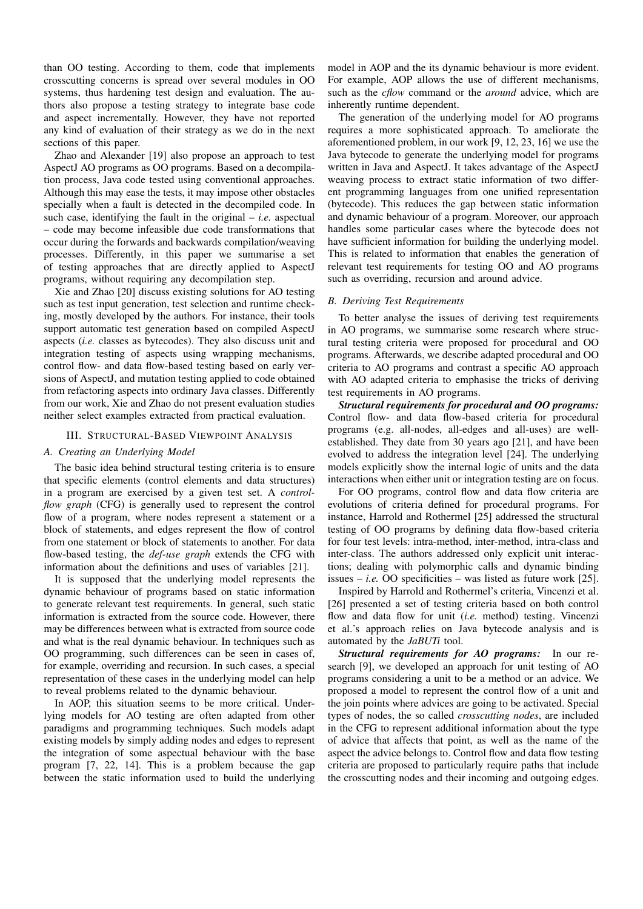than OO testing. According to them, code that implements crosscutting concerns is spread over several modules in OO systems, thus hardening test design and evaluation. The authors also propose a testing strategy to integrate base code and aspect incrementally. However, they have not reported any kind of evaluation of their strategy as we do in the next sections of this paper.

Zhao and Alexander [19] also propose an approach to test AspectJ AO programs as OO programs. Based on a decompilation process, Java code tested using conventional approaches. Although this may ease the tests, it may impose other obstacles specially when a fault is detected in the decompiled code. In such case, identifying the fault in the original – *i.e.* aspectual – code may become infeasible due code transformations that occur during the forwards and backwards compilation/weaving processes. Differently, in this paper we summarise a set of testing approaches that are directly applied to AspectJ programs, without requiring any decompilation step.

Xie and Zhao [20] discuss existing solutions for AO testing such as test input generation, test selection and runtime checking, mostly developed by the authors. For instance, their tools support automatic test generation based on compiled AspectJ aspects (*i.e.* classes as bytecodes). They also discuss unit and integration testing of aspects using wrapping mechanisms, control flow- and data flow-based testing based on early versions of AspectJ, and mutation testing applied to code obtained from refactoring aspects into ordinary Java classes. Differently from our work, Xie and Zhao do not present evaluation studies neither select examples extracted from practical evaluation.

## III. Structural-Based Viewpoint Analysis

### A. Creating an Underlying Model

The basic idea behind structural testing criteria is to ensure that specific elements (control elements and data structures) in a program are exercised by a given test set. A *control-flow graph* (CFG) is generally used to represent the control flow of a program, where nodes represent a statement or a block of statements, and edges represent the flow of control from one statement or block of statements to another. For data flow-based testing, the *def-use graph* extends the CFG with information about the definitions and uses of variables [21].

It is supposed that the underlying model represents the dynamic behaviour of programs based on static information to generate relevant test requirements. In general, such static information is extracted from the source code. However, there may be differences between what is extracted from source code and what is the real dynamic behaviour. In techniques such as OO programming, such differences can be seen in cases of, for example, overriding and recursion. In such cases, a special representation of these cases in the underlying model can help to reveal problems related to the dynamic behaviour.

In AOP, this situation seems to be more critical. Underlying models for AO testing are often adapted from other paradigms and programming techniques. Such models adapt existing models by simply adding nodes and edges to represent the integration of some aspectual behaviour with the base program [7, 22, 14]. This is a problem because the gap between the static information used to build the underlying model in AOP and the its dynamic behaviour is more evident. For example, AOP allows the use of different mechanisms, such as the *cflow* command or the *around* advice, which are inherently runtime dependent.

The generation of the underlying model for AO programs requires a more sophisticated approach. To ameliorate the aforementioned problem, in our work [9, 12, 23, 16] we use the Java bytecode to generate the underlying model for programs written in Java and AspectJ. It takes advantage of the AspectJ weaving process to extract static information of two different programming languages from one unified representation (bytecode). This reduces the gap between static information and dynamic behaviour of a program. Moreover, our approach handles some particular cases where the bytecode does not have sufficient information for building the underlying model. This is related to information that enables the generation of relevant test requirements for testing OO and AO programs such as overriding, recursion and around advice.

### B. Deriving Test Requirements

To better analyse the issues of deriving test requirements in AO programs, we summarise some research where structural testing criteria were proposed for procedural and OO programs. Afterwards, we describe adapted procedural and OO criteria to AO programs and contrast a specific AO approach with AO adapted criteria to emphasise the tricks of deriving test requirements in AO programs.

***Structural requirements for procedural and OO programs:*** Control flow- and data flow-based criteria for procedural programs (e.g. all-nodes, all-edges and all-uses) are well-established. They date from 30 years ago [21], and have been evolved to address the integration level [24]. The underlying models explicitly show the internal logic of units and the data interactions when either unit or integration testing are on focus.

For OO programs, control flow and data flow criteria are evolutions of criteria defined for procedural programs. For instance, Harrold and Rothermel [25] addressed the structural testing of OO programs by defining data flow-based criteria for four test levels: intra-method, inter-method, intra-class and inter-class. The authors addressed only explicit unit interactions; dealing with polymorphic calls and dynamic binding issues – *i.e.* OO specificities – was listed as future work [25].

Inspired by Harrold and Rothermel's criteria, Vincenzi et al. [26] presented a set of testing criteria based on both control flow and data flow for unit (*i.e.* method) testing. Vincenzi et al.'s approach relies on Java bytecode analysis and is automated by the *JaBUTi* tool.

***Structural requirements for AO programs:*** In our research [9], we developed an approach for unit testing of AO programs considering a unit to be a method or an advice. We proposed a model to represent the control flow of a unit and the join points where advices are going to be activated. Special types of nodes, the so called *crosscutting nodes*, are included in the CFG to represent additional information about the type of advice that affects that point, as well as the name of the aspect the advice belongs to. Control flow and data flow testing criteria are proposed to particularly require paths that include the crosscutting nodes and their incoming and outgoing edges.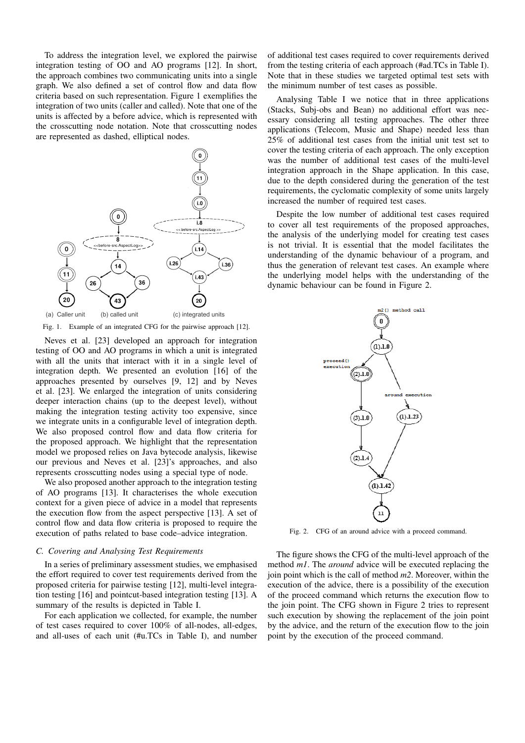To address the integration level, we explored the pairwise integration testing of OO and AO programs [12]. In short, the approach combines two communicating units into a single graph. We also defined a set of control flow and data flow criteria based on such representation. Figure 1 exemplifies the integration of two units (caller and called). Note that one of the units is affected by a before advice, which is represented with the crosscutting node notation. Note that crosscutting nodes are represented as dashed, elliptical nodes.

(a) Caller unit (b) called unit (c) integrated units

Fig. 1. Example of an integrated CFG for the pairwise approach [12].

Neves et al. [23] developed an approach for integration testing of OO and AO programs in which a unit is integrated with all the units that interact with it in a single level of integration depth. We presented an evolution [16] of the approaches presented by ourselves [9, 12] and by Neves et al. [23]. We enlarged the integration of units considering deeper interaction chains (up to the deepest level), without making the integration testing activity too expensive, since we integrate units in a configurable level of integration depth. We also proposed control flow and data flow criteria for the proposed approach. We highlight that the representation model we proposed relies on Java bytecode analysis, likewise our previous and Neves et al. [23]'s approaches, and also represents crosscutting nodes using a special type of node.

We also proposed another approach to the integration testing of AO programs [13]. It characterises the whole execution context for a given piece of advice in a model that represents the execution flow from the aspect perspective [13]. A set of control flow and data flow criteria is proposed to require the execution of paths related to base code–advice integration.

### C. Covering and Analysing Test Requirements

In a series of preliminary assessment studies, we emphasised the effort required to cover test requirements derived from the proposed criteria for pairwise testing [12], multi-level integration testing [16] and pointcut-based integration testing [13]. A summary of the results is depicted in Table I.

For each application we collected, for example, the number of test cases required to cover 100% of all-nodes, all-edges, and all-uses of each unit (#u.TCs in Table I), and number of additional test cases required to cover requirements derived from the testing criteria of each approach (#ad.TCs in Table I). Note that in these studies we targeted optimal test sets with the minimum number of test cases as possible.

Analysing Table I we notice that in three applications (Stacks, Subj-obs and Bean) no additional effort was necessary considering all testing approaches. The other three applications (Telecom, Music and Shape) needed less than 25% of additional test cases from the initial unit test set to cover the testing criteria of each approach. The only exception was the number of additional test cases of the multi-level integration approach in the Shape application. In this case, due to the depth considered during the generation of the test requirements, the cyclomatic complexity of some units largely increased the number of required test cases.

Despite the low number of additional test cases required to cover all test requirements of the proposed approaches, the analysis of the underlying model for creating test cases is not trivial. It is essential that the model facilitates the understanding of the dynamic behaviour of a program, and thus the generation of relevant test cases. An example where the underlying model helps with the understanding of the dynamic behaviour can be found in Figure 2.

Fig. 2. CFG of an around advice with a proceed command.

The figure shows the CFG of the multi-level approach of the method *m1*. The *around* advice will be executed replacing the join point which is the call of method *m2*. Moreover, within the execution of the advice, there is a possibility of the execution of the proceed command which returns the execution flow to the join point. The CFG shown in Figure 2 tries to represent such execution by showing the replacement of the join point by the advice, and the return of the execution flow to the join point by the execution of the proceed command.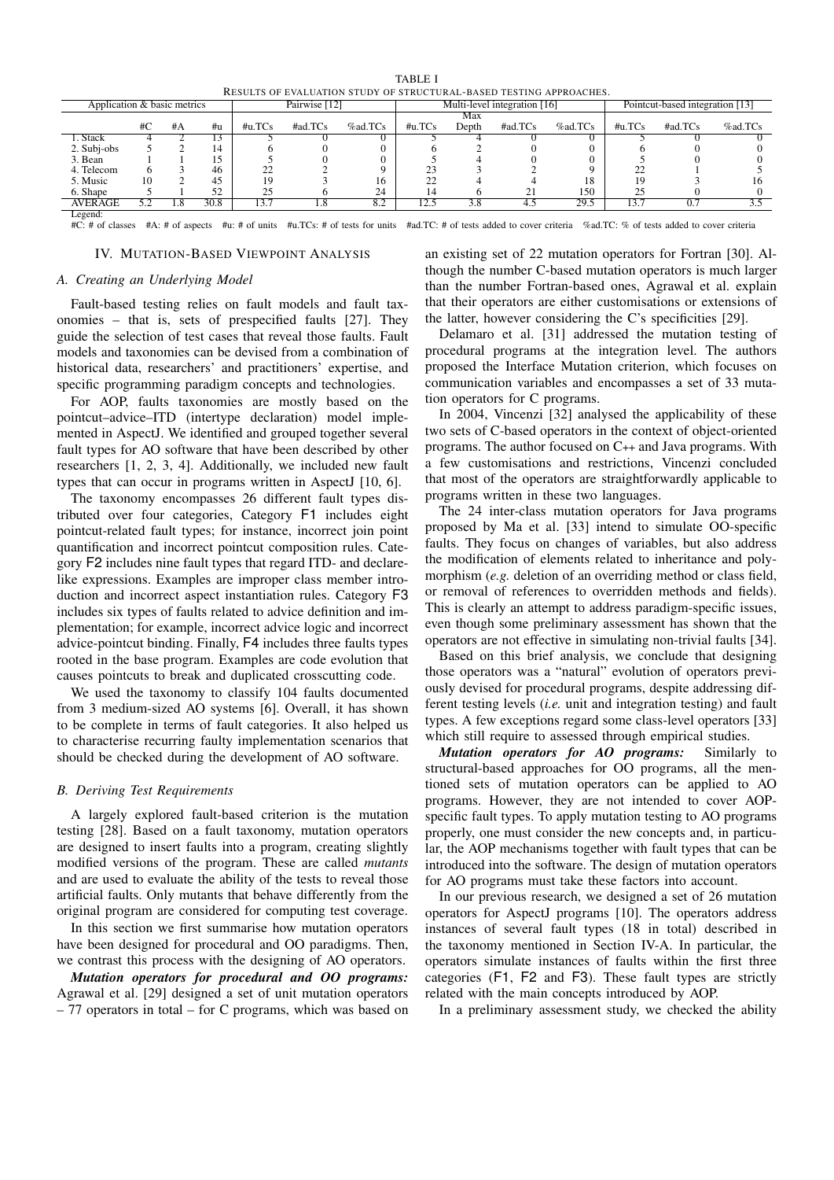TABLE I
RESULTS OF EVALUATION STUDY OF STRUCTURAL-BASED TESTING APPROACHES.

| Application & basic metrics | | | | Pairwise [12] | | | Multi-level integration [16] | | | | Pointcut-based integration [13] | | |
|---|---|---|---|---|---|---|---|---|---|---|---|---|---|
| | #C | #A | #u | #u.TCs | #ad.TCs | %ad.TCs | #u.TCs | Max Depth | #ad.TCs | %ad.TCs | #u.TCs | #ad.TCs | %ad.TCs |
| 1. Stack | 4 | 2 | 13 | 5 | 0 | 0 | 5 | 4 | 0 | 0 | 5 | 0 | 0 |
| 2. Subj-obs | 5 | 2 | 14 | 6 | 0 | 0 | 6 | 2 | 0 | 0 | 6 | 0 | 0 |
| 3. Bean | 1 | 1 | 15 | 5 | 0 | 0 | 5 | 4 | 0 | 0 | 5 | 0 | 0 |
| 4. Telecom | 6 | 3 | 46 | 22 | 2 | 9 | 23 | 3 | 2 | 9 | 22 | 1 | 5 |
| 5. Music | 10 | 2 | 45 | 19 | 3 | 16 | 22 | 4 | 4 | 18 | 19 | 3 | 16 |
| 6. Shape | 5 | 1 | 52 | 25 | 6 | 24 | 14 | 6 | 21 | 150 | 25 | 0 | 0 |
| AVERAGE | 5.2 | 1.8 | 30.8 | 13.7 | 1.8 | 8.2 | 12.5 | 3.8 | 4.5 | 29.5 | 13.7 | 0.7 | 3.5 |

Legend:
#C: # of classes #A: # of aspects #u: # of units #u.TCs: # of tests for units #ad.TC: # of tests added to cover criteria %ad.TC: % of tests added to cover criteria

## IV. MUTATION-BASED VIEWPOINT ANALYSIS

### A. Creating an Underlying Model

Fault-based testing relies on fault models and fault taxonomies – that is, sets of prespecified faults [27]. They guide the selection of test cases that reveal those faults. Fault models and taxonomies can be devised from a combination of historical data, researchers' and practitioners' expertise, and specific programming paradigm concepts and technologies.

For AOP, faults taxonomies are mostly based on the pointcut–advice–ITD (intertype declaration) model implemented in AspectJ. We identified and grouped together several fault types for AO software that have been described by other researchers [1, 2, 3, 4]. Additionally, we included new fault types that can occur in programs written in AspectJ [10, 6].

The taxonomy encompasses 26 different fault types distributed over four categories, Category F1 includes eight pointcut-related fault types; for instance, incorrect join point quantification and incorrect pointcut composition rules. Category F2 includes nine fault types that regard ITD- and declare-like expressions. Examples are improper class member introduction and incorrect aspect instantiation rules. Category F3 includes six types of faults related to advice definition and implementation; for example, incorrect advice logic and incorrect advice-pointcut binding. Finally, F4 includes three faults types rooted in the base program. Examples are code evolution that causes pointcuts to break and duplicated crosscutting code.

We used the taxonomy to classify 104 faults documented from 3 medium-sized AO systems [6]. Overall, it has shown to be complete in terms of fault categories. It also helped us to characterise recurring faulty implementation scenarios that should be checked during the development of AO software.

### B. Deriving Test Requirements

A largely explored fault-based criterion is the mutation testing [28]. Based on a fault taxonomy, mutation operators are designed to insert faults into a program, creating slightly modified versions of the program. These are called *mutants* and are used to evaluate the ability of the tests to reveal those artificial faults. Only mutants that behave differently from the original program are considered for computing test coverage.

In this section we first summarise how mutation operators have been designed for procedural and OO paradigms. Then, we contrast this process with the designing of AO operators.

***Mutation operators for procedural and OO programs:*** Agrawal et al. [29] designed a set of unit mutation operators – 77 operators in total – for C programs, which was based on an existing set of 22 mutation operators for Fortran [30]. Although the number C-based mutation operators is much larger than the number Fortran-based ones, Agrawal et al. explain that their operators are either customisations or extensions of the latter, however considering the C's specificities [29].

Delamaro et al. [31] addressed the mutation testing of procedural programs at the integration level. The authors proposed the Interface Mutation criterion, which focuses on communication variables and encompasses a set of 33 mutation operators for C programs.

In 2004, Vincenzi [32] analysed the applicability of these two sets of C-based operators in the context of object-oriented programs. The author focused on C++ and Java programs. With a few customisations and restrictions, Vincenzi concluded that most of the operators are straightforwardly applicable to programs written in these two languages.

The 24 inter-class mutation operators for Java programs proposed by Ma et al. [33] intend to simulate OO-specific faults. They focus on changes of variables, but also address the modification of elements related to inheritance and polymorphism (*e.g.* deletion of an overriding method or class field, or removal of references to overridden methods and fields). This is clearly an attempt to address paradigm-specific issues, even though some preliminary assessment has shown that the operators are not effective in simulating non-trivial faults [34].

Based on this brief analysis, we conclude that designing those operators was a "natural" evolution of operators previously devised for procedural programs, despite addressing different testing levels (*i.e.* unit and integration testing) and fault types. A few exceptions regard some class-level operators [33] which still require to assessed through empirical studies.

***Mutation operators for AO programs:*** Similarly to structural-based approaches for OO programs, all the mentioned sets of mutation operators can be applied to AO programs. However, they are not intended to cover AOP-specific fault types. To apply mutation testing to AO programs properly, one must consider the new concepts and, in particular, the AOP mechanisms together with fault types that can be introduced into the software. The design of mutation operators for AO programs must take these factors into account.

In our previous research, we designed a set of 26 mutation operators for AspectJ programs [10]. The operators address instances of several fault types (18 in total) described in the taxonomy mentioned in Section IV-A. In particular, the operators simulate instances of faults within the first three categories (F1, F2 and F3). These fault types are strictly related with the main concepts introduced by AOP.

In a preliminary assessment study, we checked the ability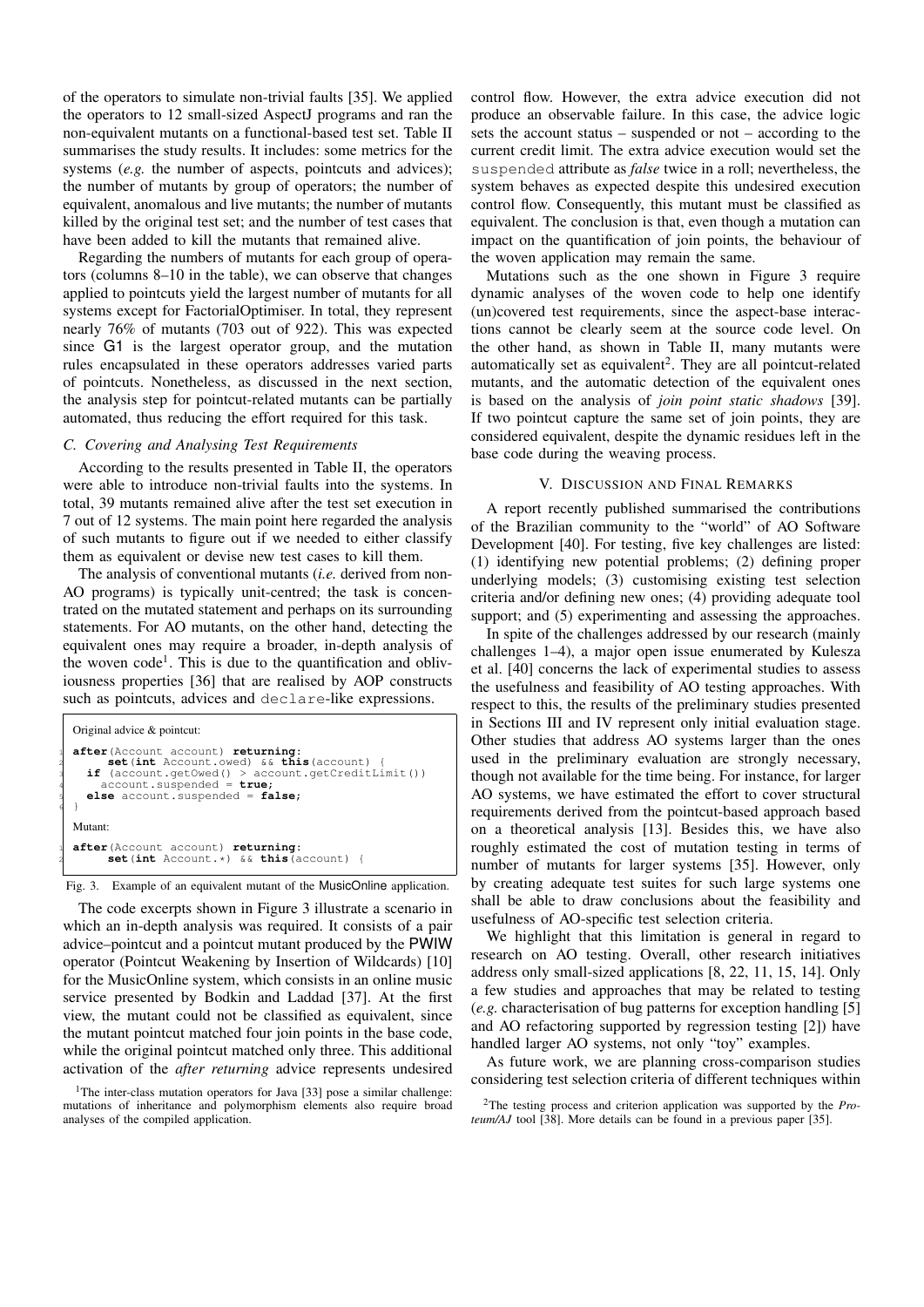of the operators to simulate non-trivial faults [35]. We applied the operators to 12 small-sized AspectJ programs and ran the non-equivalent mutants on a functional-based test set. Table II summarises the study results. It includes: some metrics for the systems (*e.g.* the number of aspects, pointcuts and advices); the number of mutants by group of operators; the number of equivalent, anomalous and live mutants; the number of mutants killed by the original test set; and the number of test cases that have been added to kill the mutants that remained alive.

Regarding the numbers of mutants for each group of operators (columns 8–10 in the table), we can observe that changes applied to pointcuts yield the largest number of mutants for all systems except for FactorialOptimiser. In total, they represent nearly 76% of mutants (703 out of 922). This was expected since G1 is the largest operator group, and the mutation rules encapsulated in these operators addresses varied parts of pointcuts. Nonetheless, as discussed in the next section, the analysis step for pointcut-related mutants can be partially automated, thus reducing the effort required for this task.

### C. Covering and Analysing Test Requirements

According to the results presented in Table II, the operators were able to introduce non-trivial faults into the systems. In total, 39 mutants remained alive after the test set execution in 7 out of 12 systems. The main point here regarded the analysis of such mutants to figure out if we needed to either classify them as equivalent or devise new test cases to kill them.

The analysis of conventional mutants (*i.e.* derived from non-AO programs) is typically unit-centred; the task is concentrated on the mutated statement and perhaps on its surrounding statements. For AO mutants, on the other hand, detecting the equivalent ones may require a broader, in-depth analysis of the woven code[1]. This is due to the quantification and obliviousness properties [36] that are realised by AOP constructs such as pointcuts, advices and `declare`-like expressions.

Original advice & pointcut:

```
after(Account account) returning:
      set(int Account.owed) && this(account) {
  if (account.getOwed() > account.getCreditLimit())
    account.suspended = true;
  else account.suspended = false;
}
```

Mutant:

```
after(Account account) returning:
      set(int Account.*) && this(account) {
```

Fig. 3. Example of an equivalent mutant of the MusicOnline application.

The code excerpts shown in Figure 3 illustrate a scenario in which an in-depth analysis was required. It consists of a pair advice–pointcut and a pointcut mutant produced by the PWIW operator (Pointcut Weakening by Insertion of Wildcards) [10] for the MusicOnline system, which consists in an online music service presented by Bodkin and Laddad [37]. At the first view, the mutant could not be classified as equivalent, since the mutant pointcut matched four join points in the base code, while the original pointcut matched only three. This additional activation of the *after returning* advice represents undesired control flow. However, the extra advice execution did not produce an observable failure. In this case, the advice logic sets the account status – suspended or not – according to the current credit limit. The extra advice execution would set the `suspended` attribute as *false* twice in a roll; nevertheless, the system behaves as expected despite this undesired execution control flow. Consequently, this mutant must be classified as equivalent. The conclusion is that, even though a mutation can impact on the quantification of join points, the behaviour of the woven application may remain the same.

Mutations such as the one shown in Figure 3 require dynamic analyses of the woven code to help one identify (un)covered test requirements, since the aspect-base interactions cannot be clearly seem at the source code level. On the other hand, as shown in Table II, many mutants were automatically set as equivalent[2]. They are all pointcut-related mutants, and the automatic detection of the equivalent ones is based on the analysis of *join point static shadows* [39]. If two pointcut capture the same set of join points, they are considered equivalent, despite the dynamic residues left in the base code during the weaving process.

## V. Discussion and Final Remarks

A report recently published summarised the contributions of the Brazilian community to the "world" of AO Software Development [40]. For testing, five key challenges are listed: (1) identifying new potential problems; (2) defining proper underlying models; (3) customising existing test selection criteria and/or defining new ones; (4) providing adequate tool support; and (5) experimenting and assessing the approaches.

In spite of the challenges addressed by our research (mainly challenges 1–4), a major open issue enumerated by Kulesza et al. [40] concerns the lack of experimental studies to assess the usefulness and feasibility of AO testing approaches. With respect to this, the results of the preliminary studies presented in Sections III and IV represent only initial evaluation stage. Other studies that address AO systems larger than the ones used in the preliminary evaluation are strongly necessary, though not available for the time being. For instance, for larger AO systems, we have estimated the effort to cover structural requirements derived from the pointcut-based approach based on a theoretical analysis [13]. Besides this, we have also roughly estimated the cost of mutation testing in terms of number of mutants for larger systems [35]. However, only by creating adequate test suites for such large systems one shall be able to draw conclusions about the feasibility and usefulness of AO-specific test selection criteria.

We highlight that this limitation is general in regard to research on AO testing. Overall, other research initiatives address only small-sized applications [8, 22, 11, 15, 14]. Only a few studies and approaches that may be related to testing (*e.g.* characterisation of bug patterns for exception handling [5] and AO refactoring supported by regression testing [2]) have handled larger AO systems, not only "toy" examples.

As future work, we are planning cross-comparison studies considering test selection criteria of different techniques within

[1] The inter-class mutation operators for Java [33] pose a similar challenge: mutations of inheritance and polymorphism elements also require broad analyses of the compiled application.

[2] The testing process and criterion application was supported by the *Proteum/AJ* tool [38]. More details can be found in a previous paper [35].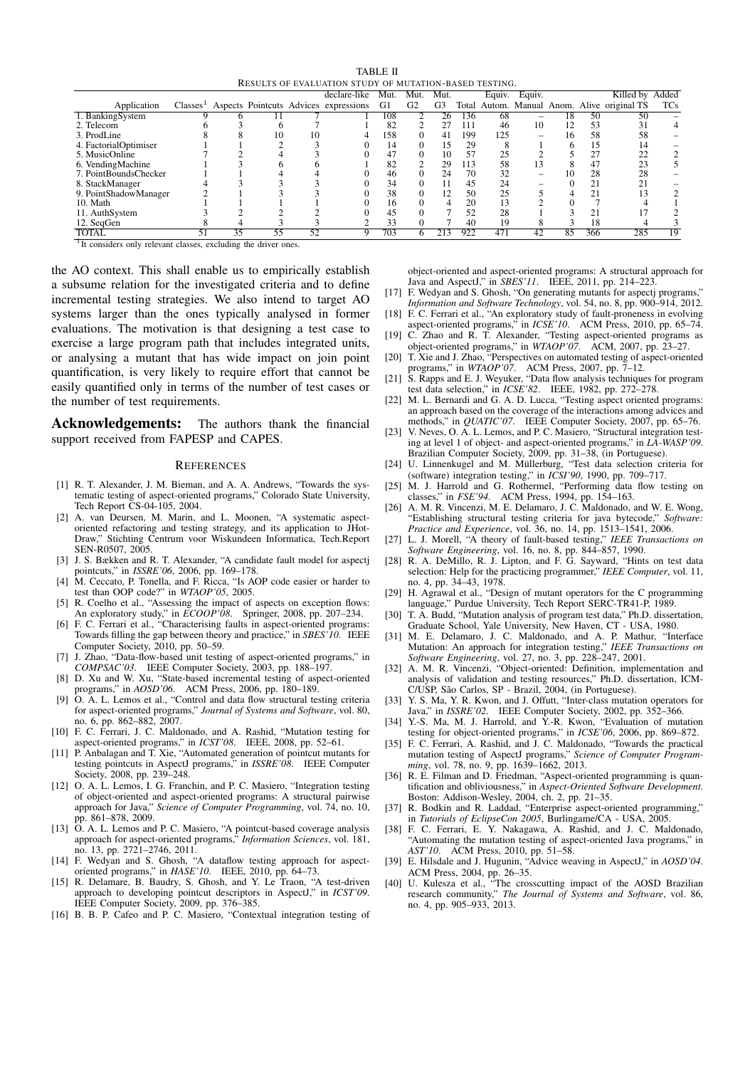TABLE II

RESULTS OF EVALUATION STUDY OF MUTATION-BASED TESTING.

| Application | Classes[1] | Aspects | Pointcuts | Advices | declare-like expressions | Mut. G1 | Mut. G2 | Mut. G3 | Total | Equiv. Autom. | Equiv. Manual | Anom. | Alive | Killed by original TS | Added TCs |
|---|---|---|---|---|---|---|---|---|---|---|---|---|---|---|---|
| 1. BankingSystem | 9 | 6 | 11 | 7 | 1 | 108 | 2 | 26 | 136 | 68 | – | 18 | 50 | 50 | – |
| 2. Telecom | 6 | 3 | 6 | 7 | 1 | 82 | 2 | 27 | 111 | 46 | 10 | 12 | 53 | 31 | 4 |
| 3. ProdLine | 8 | 8 | 10 | 10 | 4 | 158 | 0 | 41 | 199 | 125 | – | 16 | 58 | 58 | – |
| 4. FactorialOptimiser | 1 | 1 | 2 | 3 | 0 | 14 | 0 | 15 | 29 | 8 | 1 | 6 | 15 | 14 | – |
| 5. MusicOnline | 7 | 2 | 4 | 3 | 0 | 47 | 0 | 10 | 57 | 25 | 2 | 5 | 27 | 22 | 2 |
| 6. VendingMachine | 1 | 3 | 6 | 6 | 1 | 82 | 2 | 29 | 113 | 58 | 13 | 8 | 47 | 23 | 5 |
| 7. PointBoundsChecker | 1 | 1 | 4 | 4 | 0 | 46 | 0 | 24 | 70 | 32 | – | 10 | 28 | 28 | – |
| 8. StackManager | 4 | 3 | 3 | 3 | 0 | 34 | 0 | 11 | 45 | 24 | – | 0 | 21 | 21 | – |
| 9. PointShadowManager | 2 | 1 | 3 | 3 | 0 | 38 | 0 | 12 | 50 | 25 | 5 | 4 | 21 | 13 | 2 |
| 10. Math | 1 | 1 | 1 | 1 | 0 | 16 | 0 | 4 | 20 | 13 | 2 | 0 | 7 | 4 | 1 |
| 11. AuthSystem | 3 | 2 | 2 | 2 | 0 | 45 | 0 | 7 | 52 | 28 | 1 | 3 | 21 | 17 | 2 |
| 12. SeqGen | 8 | 4 | 3 | 3 | 2 | 33 | 0 | 7 | 40 | 19 | 8 | 3 | 18 | 4 | 3 |
| TOTAL | 51 | 35 | 55 | 52 | 9 | 703 | 6 | 213 | 922 | 471 | 42 | 85 | 366 | 285 | 19 |

[1] It considers only relevant classes, excluding the driver ones.

the AO context. This shall enable us to empirically establish a subsume relation for the investigated criteria and to define incremental testing strategies. We also intend to target AO systems larger than the ones typically analysed in former evaluations. The motivation is that designing a test case to exercise a large program path that includes integrated units, or analysing a mutant that has wide impact on join point quantification, is very likely to require effort that cannot be easily quantified only in terms of the number of test cases or the number of test requirements.

**Acknowledgements:** The authors thank the financial support received from FAPESP and CAPES.

## REFERENCES

[1] R. T. Alexander, J. M. Bieman, and A. A. Andrews, "Towards the systematic testing of aspect-oriented programs," Colorado State University, Tech Report CS-04-105, 2004.

[2] A. van Deursen, M. Marin, and L. Moonen, "A systematic aspect-oriented refactoring and testing strategy, and its application to JHotDraw," Stichting Centrum voor Wiskundeen Informatica, Tech.Report SEN-R0507, 2005.

[3] J. S. Bækken and R. T. Alexander, "A candidate fault model for aspectj pointcuts," in *ISSRE'06*, 2006, pp. 169–178.

[4] M. Ceccato, P. Tonella, and F. Ricca, "Is AOP code easier or harder to test than OOP code?" in *WTAOP'05*, 2005.

[5] R. Coelho et al., "Assessing the impact of aspects on exception flows: An exploratory study," in *ECOOP'08*. Springer, 2008, pp. 207–234.

[6] F. C. Ferrari et al., "Characterising faults in aspect-oriented programs: Towards filling the gap between theory and practice," in *SBES'10*. IEEE Computer Society, 2010, pp. 50–59.

[7] J. Zhao, "Data-flow-based unit testing of aspect-oriented programs," in *COMPSAC'03*. IEEE Computer Society, 2003, pp. 188–197.

[8] D. Xu and W. Xu, "State-based incremental testing of aspect-oriented programs," in *AOSD'06*. ACM Press, 2006, pp. 180–189.

[9] O. A. L. Lemos et al., "Control and data flow structural testing criteria for aspect-oriented programs," *Journal of Systems and Software*, vol. 80, no. 6, pp. 862–882, 2007.

[10] F. C. Ferrari, J. C. Maldonado, and A. Rashid, "Mutation testing for aspect-oriented programs," in *ICST'08*. IEEE, 2008, pp. 52–61.

[11] P. Anbalagan and T. Xie, "Automated generation of pointcut mutants for testing pointcuts in AspectJ programs," in *ISSRE'08*. IEEE Computer Society, 2008, pp. 239–248.

[12] O. A. L. Lemos, I. G. Franchin, and P. C. Masiero, "Integration testing of object-oriented and aspect-oriented programs: A structural pairwise approach for Java," *Science of Computer Programming*, vol. 74, no. 10, pp. 861–878, 2009.

[13] O. A. L. Lemos and P. C. Masiero, "A pointcut-based coverage analysis approach for aspect-oriented programs," *Information Sciences*, vol. 181, no. 13, pp. 2721–2746, 2011.

[14] F. Wedyan and S. Ghosh, "A dataflow testing approach for aspect-oriented programs," in *HASE'10*. IEEE, 2010, pp. 64–73.

[15] R. Delamare, B. Baudry, S. Ghosh, and Y. Le Traon, "A test-driven approach to developing pointcut descriptors in AspectJ," in *ICST'09*. IEEE Computer Society, 2009, pp. 376–385.

[16] B. B. P. Cafeo and P. C. Masiero, "Contextual integration testing of object-oriented and aspect-oriented programs: A structural approach for Java and AspectJ," in *SBES'11*. IEEE, 2011, pp. 214–223.

[17] F. Wedyan and S. Ghosh, "On generating mutants for aspectj programs," *Information and Software Technology*, vol. 54, no. 8, pp. 900–914, 2012.

[18] F. C. Ferrari et al., "An exploratory study of fault-proneness in evolving aspect-oriented programs," in *ICSE'10*. ACM Press, 2010, pp. 65–74.

[19] C. Zhao and R. T. Alexander, "Testing aspect-oriented programs as object-oriented programs," in *WTAOP'07*. ACM, 2007, pp. 23–27.

[20] T. Xie and J. Zhao, "Perspectives on automated testing of aspect-oriented programs," in *WTAOP'07*. ACM Press, 2007, pp. 7–12.

[21] S. Rapps and E. J. Weyuker, "Data flow analysis techniques for program test data selection," in *ICSE'82*. IEEE, 1982, pp. 272–278.

[22] M. L. Bernardi and G. A. D. Lucca, "Testing aspect oriented programs: an approach based on the coverage of the interactions among advices and methods," in *QUATIC'07*. IEEE Computer Society, 2007, pp. 65–76.

[23] V. Neves, O. A. L. Lemos, and P. C. Masiero, "Structural integration testing at level 1 of object- and aspect-oriented programs," in *LA-WASP'09*. Brazilian Computer Society, 2009, pp. 31–38, (in Portuguese).

[24] U. Linnenkugel and M. Müllerburg, "Test data selection criteria for (software) integration testing," in *ICSI'90*, 1990, pp. 709–717.

[25] M. J. Harrold and G. Rothermel, "Performing data flow testing on classes," in *FSE'94*. ACM Press, 1994, pp. 154–163.

[26] A. M. R. Vincenzi, M. E. Delamaro, J. C. Maldonado, and W. E. Wong, "Establishing structural testing criteria for java bytecode," *Software: Practice and Experience*, vol. 36, no. 14, pp. 1513–1541, 2006.

[27] L. J. Morell, "A theory of fault-based testing," *IEEE Transactions on Software Engineering*, vol. 16, no. 8, pp. 844–857, 1990.

[28] R. A. DeMillo, R. J. Lipton, and F. G. Sayward, "Hints on test data selection: Help for the practicing programmer," *IEEE Computer*, vol. 11, no. 4, pp. 34–43, 1978.

[29] H. Agrawal et al., "Design of mutant operators for the C programming language," Purdue University, Tech Report SERC-TR41-P, 1989.

[30] T. A. Budd, "Mutation analysis of program test data," Ph.D. dissertation, Graduate School, Yale University, New Haven, CT - USA, 1980.

[31] M. E. Delamaro, J. C. Maldonado, and A. P. Mathur, "Interface Mutation: An approach for integration testing," *IEEE Transactions on Software Engineering*, vol. 27, no. 3, pp. 228–247, 2001.

[32] A. M. R. Vincenzi, "Object-oriented: Definition, implementation and analysis of validation and testing resources," Ph.D. dissertation, ICM-C/USP, São Carlos, SP - Brazil, 2004, (in Portuguese).

[33] Y. S. Ma, Y. R. Kwon, and J. Offutt, "Inter-class mutation operators for Java," in *ISSRE'02*. IEEE Computer Society, 2002, pp. 352–366.

[34] Y.-S. Ma, M. J. Harrold, and Y.-R. Kwon, "Evaluation of mutation testing for object-oriented programs," in *ICSE'06*, 2006, pp. 869–872.

[35] F. C. Ferrari, A. Rashid, and J. C. Maldonado, "Towards the practical mutation testing of AspectJ programs," *Science of Computer Programming*, vol. 78, no. 9, pp. 1639–1662, 2013.

[36] R. E. Filman and D. Friedman, "Aspect-oriented programming is quantification and obliviousness," in *Aspect-Oriented Software Development*. Boston: Addison-Wesley, 2004, ch. 2, pp. 21–35.

[37] R. Bodkin and R. Laddad, "Enterprise aspect-oriented programming," in *Tutorials of EclipseCon 2005*, Burlingame/CA - USA, 2005.

[38] F. C. Ferrari, E. Y. Nakagawa, A. Rashid, and J. C. Maldonado, "Automating the mutation testing of aspect-oriented Java programs," in *AST'10*. ACM Press, 2010, pp. 51–58.

[39] E. Hilsdale and J. Hugunin, "Advice weaving in AspectJ," in *AOSD'04*. ACM Press, 2004, pp. 26–35.

[40] U. Kulesza et al., "The crosscutting impact of the AOSD Brazilian research community," *The Journal of Systems and Software*, vol. 86, no. 4, pp. 905–933, 2013.